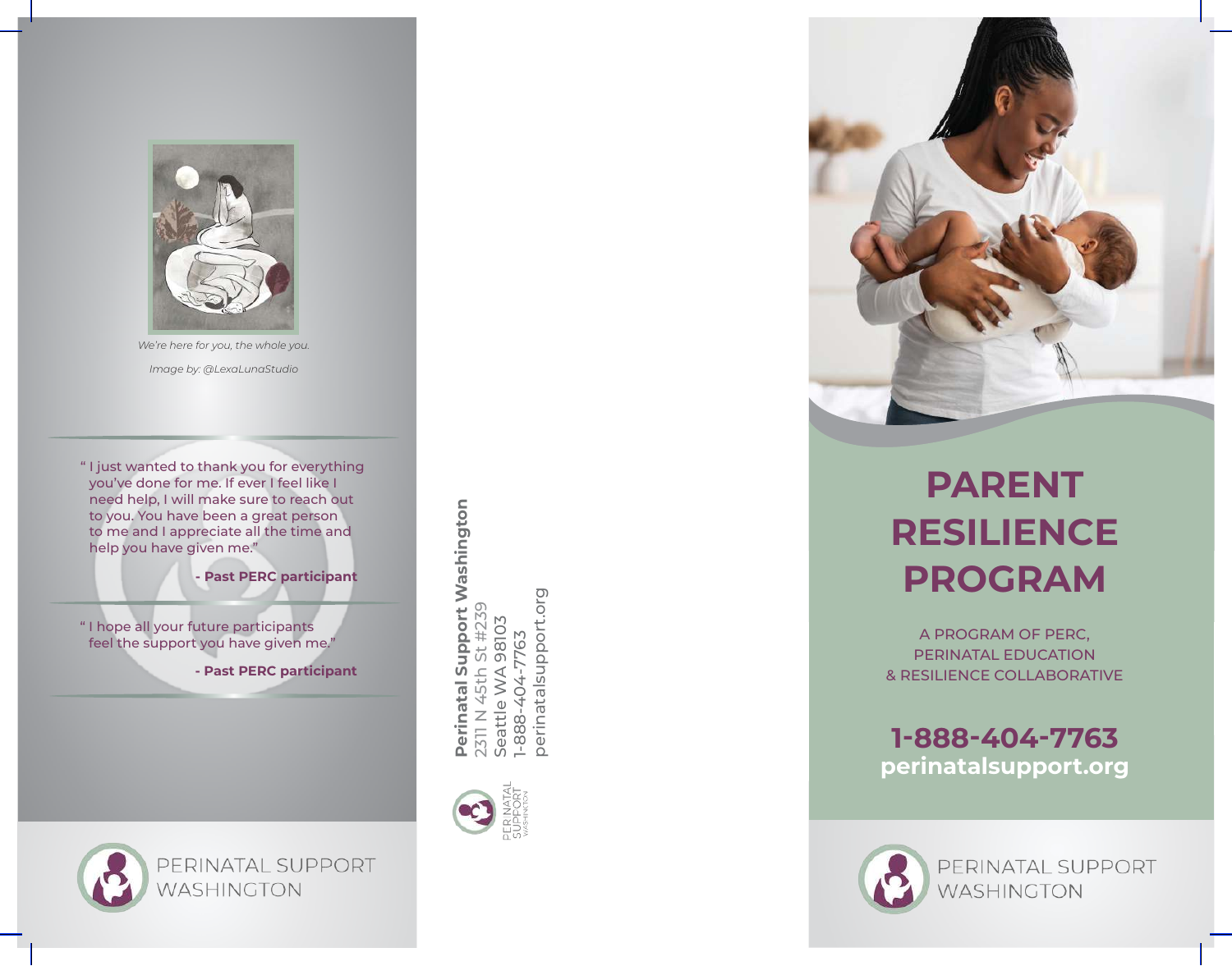*We're here for you, the whole you.*

*Image by: @LexaLunaStudio*

" I just wanted to thank you for everything you've done for me. If ever I feel like I need help, I will make sure to reach out to you. You have been a great person to me and I appreciate all the time and help you have given me."

**- Past PERC participant**

" I hope all your future participants feel the support you have given me."

**- Past PERC participant**

PERINATAL SUPPORT WASHINGTON

**Perinatal Support Washington**
2311 N 45th St #239
Seattle WA 98103
1-888-404-7763
perinatalsupport.org

PERINATAL SUPPORT WASHINGTON

# PARENT RESILIENCE PROGRAM

A PROGRAM OF PERC, PERINATAL EDUCATION & RESILIENCE COLLABORATIVE

**1-888-404-7763**
**perinatalsupport.org**

PERINATAL SUPPORT WASHINGTON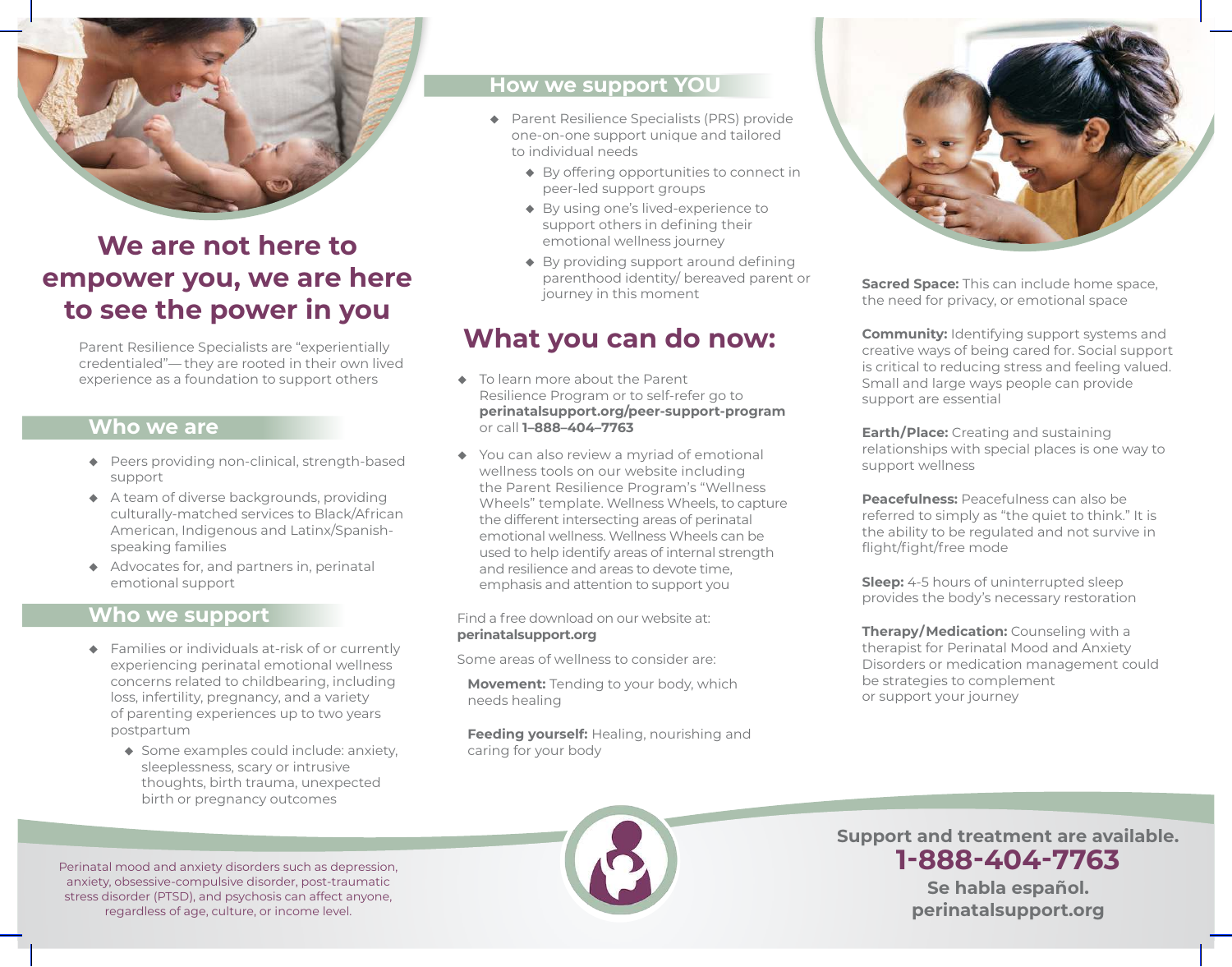# We are not here to empower you, we are here to see the power in you

Parent Resilience Specialists are "experientially credentialed"— they are rooted in their own lived experience as a foundation to support others

## Who we are

- Peers providing non-clinical, strength-based support
- A team of diverse backgrounds, providing culturally-matched services to Black/African American, Indigenous and Latinx/Spanish-speaking families
- Advocates for, and partners in, perinatal emotional support

## Who we support

- Families or individuals at-risk of or currently experiencing perinatal emotional wellness concerns related to childbearing, including loss, infertility, pregnancy, and a variety of parenting experiences up to two years postpartum
  - Some examples could include: anxiety, sleeplessness, scary or intrusive thoughts, birth trauma, unexpected birth or pregnancy outcomes

## How we support YOU

- Parent Resilience Specialists (PRS) provide one-on-one support unique and tailored to individual needs
  - By offering opportunities to connect in peer-led support groups
  - By using one's lived-experience to support others in defining their emotional wellness journey
  - By providing support around defining parenthood identity/ bereaved parent or journey in this moment

# What you can do now:

- To learn more about the Parent Resilience Program or to self-refer go to **perinatalsupport.org/peer-support-program** or call **1–888–404–7763**
- You can also review a myriad of emotional wellness tools on our website including the Parent Resilience Program's "Wellness Wheels" template. Wellness Wheels, to capture the different intersecting areas of perinatal emotional wellness. Wellness Wheels can be used to help identify areas of internal strength and resilience and areas to devote time, emphasis and attention to support you

Find a free download on our website at: **perinatalsupport.org**

Some areas of wellness to consider are:

**Movement:** Tending to your body, which needs healing

**Feeding yourself:** Healing, nourishing and caring for your body

**Sacred Space:** This can include home space, the need for privacy, or emotional space

**Community:** Identifying support systems and creative ways of being cared for. Social support is critical to reducing stress and feeling valued. Small and large ways people can provide support are essential

**Earth/Place:** Creating and sustaining relationships with special places is one way to support wellness

**Peacefulness:** Peacefulness can also be referred to simply as "the quiet to think." It is the ability to be regulated and not survive in flight/fight/free mode

**Sleep:** 4-5 hours of uninterrupted sleep provides the body's necessary restoration

**Therapy/Medication:** Counseling with a therapist for Perinatal Mood and Anxiety Disorders or medication management could be strategies to complement or support your journey

Perinatal mood and anxiety disorders such as depression, anxiety, obsessive-compulsive disorder, post-traumatic stress disorder (PTSD), and psychosis can affect anyone, regardless of age, culture, or income level.

**Support and treatment are available.**
**1-888-404-7763**
**Se habla español.**
**perinatalsupport.org**